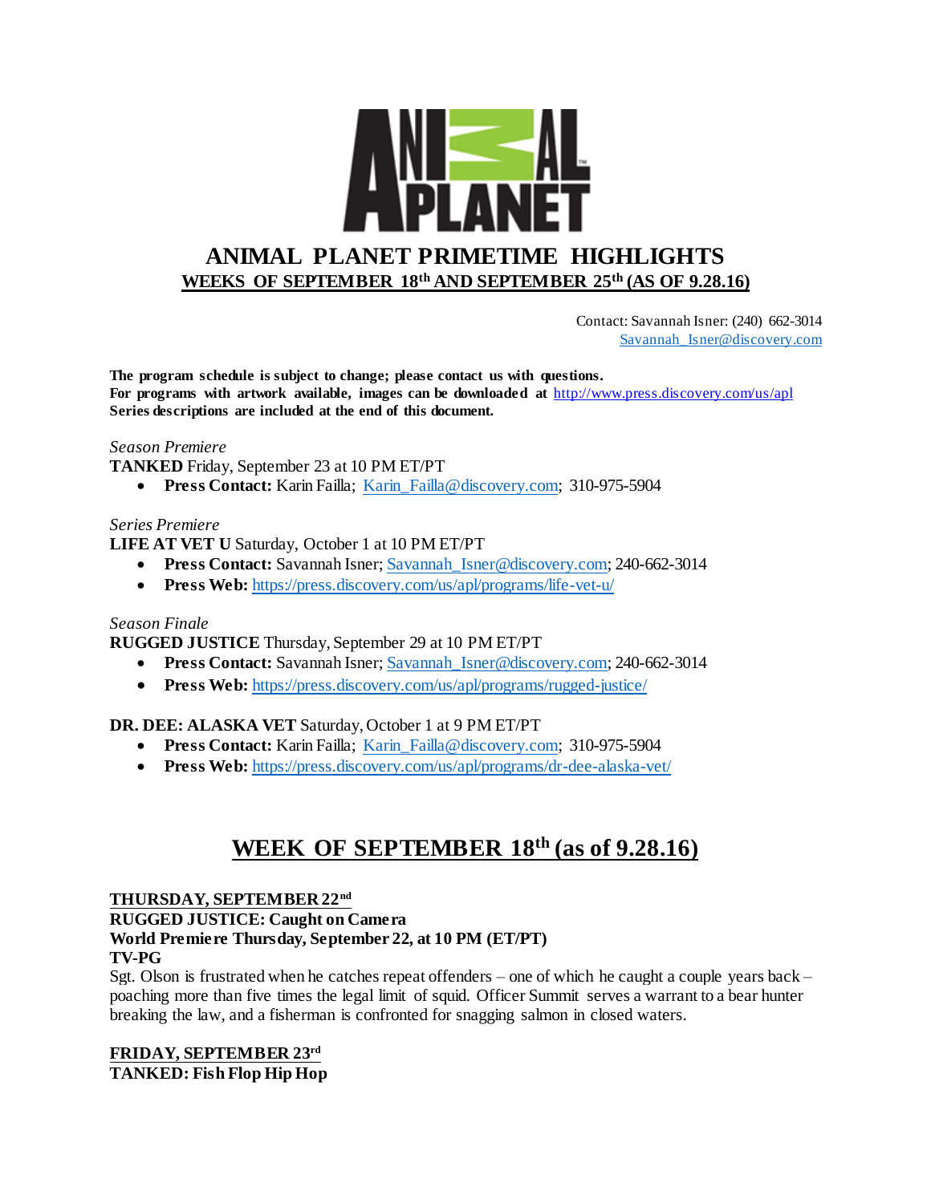# ANIMAL PLANET PRIMETIME HIGHLIGHTS

**WEEKS OF SEPTEMBER 18th AND SEPTEMBER 25th (AS OF 9.28.16)**

Contact: Savannah Isner: (240) 662-3014
Savannah_Isner@discovery.com

**The program schedule is subject to change; please contact us with questions.**
**For programs with artwork available, images can be downloaded at** http://www.press.discovery.com/us/apl
**Series descriptions are included at the end of this document.**

*Season Premiere*
**TANKED** Friday, September 23 at 10 PM ET/PT

- **Press Contact:** Karin Failla; Karin_Failla@discovery.com; 310-975-5904

*Series Premiere*
**LIFE AT VET U** Saturday, October 1 at 10 PM ET/PT

- **Press Contact:** Savannah Isner; Savannah_Isner@discovery.com; 240-662-3014
- **Press Web:** https://press.discovery.com/us/apl/programs/life-vet-u/

*Season Finale*
**RUGGED JUSTICE** Thursday, September 29 at 10 PM ET/PT

- **Press Contact:** Savannah Isner; Savannah_Isner@discovery.com; 240-662-3014
- **Press Web:** https://press.discovery.com/us/apl/programs/rugged-justice/

**DR. DEE: ALASKA VET** Saturday, October 1 at 9 PM ET/PT

- **Press Contact:** Karin Failla; Karin_Failla@discovery.com; 310-975-5904
- **Press Web:** https://press.discovery.com/us/apl/programs/dr-dee-alaska-vet/

## WEEK OF SEPTEMBER 18th (as of 9.28.16)

**THURSDAY, SEPTEMBER 22nd**
**RUGGED JUSTICE: Caught on Camera**
**World Premiere Thursday, September 22, at 10 PM (ET/PT)**
**TV-PG**
Sgt. Olson is frustrated when he catches repeat offenders – one of which he caught a couple years back – poaching more than five times the legal limit of squid. Officer Summit serves a warrant to a bear hunter breaking the law, and a fisherman is confronted for snagging salmon in closed waters.

**FRIDAY, SEPTEMBER 23rd**
**TANKED: Fish Flop Hip Hop**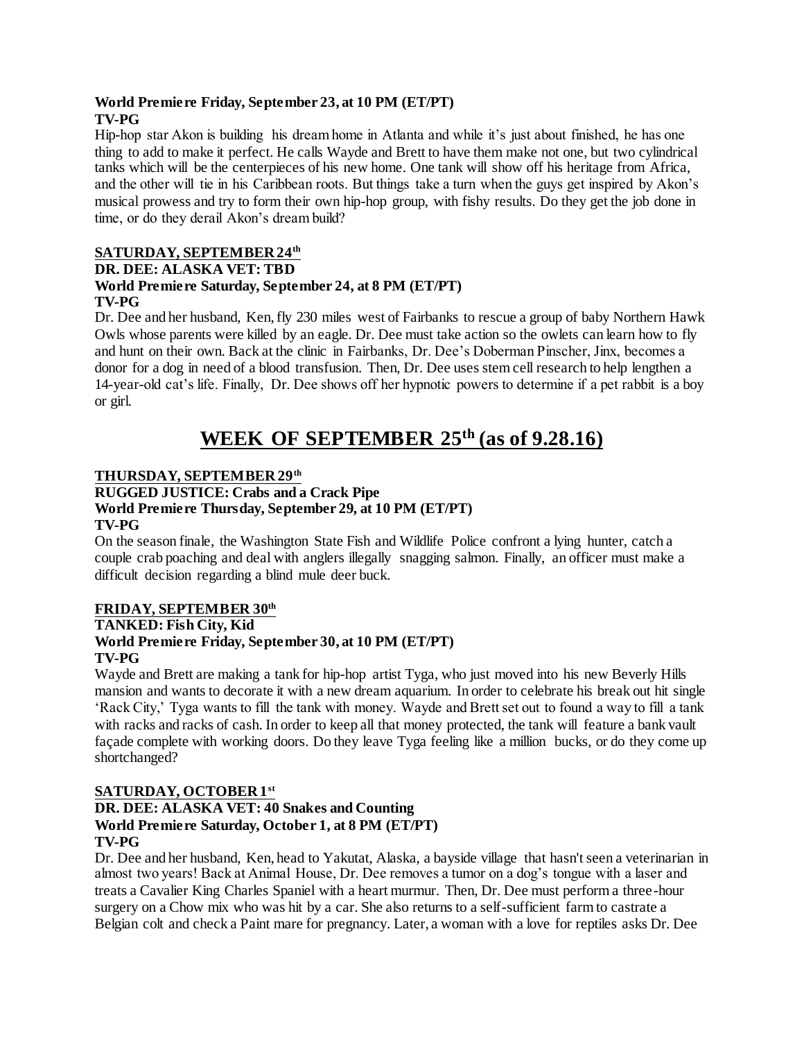**World Premiere Friday, September 23, at 10 PM (ET/PT)**
**TV-PG**

Hip-hop star Akon is building his dream home in Atlanta and while it's just about finished, he has one thing to add to make it perfect. He calls Wayde and Brett to have them make not one, but two cylindrical tanks which will be the centerpieces of his new home. One tank will show off his heritage from Africa, and the other will tie in his Caribbean roots. But things take a turn when the guys get inspired by Akon's musical prowess and try to form their own hip-hop group, with fishy results. Do they get the job done in time, or do they derail Akon's dream build?

**SATURDAY, SEPTEMBER 24th**

**DR. DEE: ALASKA VET: TBD**
**World Premiere Saturday, September 24, at 8 PM (ET/PT)**
**TV-PG**

Dr. Dee and her husband, Ken, fly 230 miles west of Fairbanks to rescue a group of baby Northern Hawk Owls whose parents were killed by an eagle. Dr. Dee must take action so the owlets can learn how to fly and hunt on their own. Back at the clinic in Fairbanks, Dr. Dee's Doberman Pinscher, Jinx, becomes a donor for a dog in need of a blood transfusion. Then, Dr. Dee uses stem cell research to help lengthen a 14-year-old cat's life. Finally, Dr. Dee shows off her hypnotic powers to determine if a pet rabbit is a boy or girl.

# WEEK OF SEPTEMBER 25th (as of 9.28.16)

**THURSDAY, SEPTEMBER 29th**

**RUGGED JUSTICE: Crabs and a Crack Pipe**
**World Premiere Thursday, September 29, at 10 PM (ET/PT)**
**TV-PG**

On the season finale, the Washington State Fish and Wildlife Police confront a lying hunter, catch a couple crab poaching and deal with anglers illegally snagging salmon. Finally, an officer must make a difficult decision regarding a blind mule deer buck.

**FRIDAY, SEPTEMBER 30th**

**TANKED: Fish City, Kid**
**World Premiere Friday, September 30, at 10 PM (ET/PT)**
**TV-PG**

Wayde and Brett are making a tank for hip-hop artist Tyga, who just moved into his new Beverly Hills mansion and wants to decorate it with a new dream aquarium. In order to celebrate his break out hit single 'Rack City,' Tyga wants to fill the tank with money. Wayde and Brett set out to found a way to fill a tank with racks and racks of cash. In order to keep all that money protected, the tank will feature a bank vault façade complete with working doors. Do they leave Tyga feeling like a million bucks, or do they come up shortchanged?

**SATURDAY, OCTOBER 1st**

**DR. DEE: ALASKA VET: 40 Snakes and Counting**
**World Premiere Saturday, October 1, at 8 PM (ET/PT)**
**TV-PG**

Dr. Dee and her husband, Ken, head to Yakutat, Alaska, a bayside village that hasn't seen a veterinarian in almost two years! Back at Animal House, Dr. Dee removes a tumor on a dog's tongue with a laser and treats a Cavalier King Charles Spaniel with a heart murmur. Then, Dr. Dee must perform a three-hour surgery on a Chow mix who was hit by a car. She also returns to a self-sufficient farm to castrate a Belgian colt and check a Paint mare for pregnancy. Later, a woman with a love for reptiles asks Dr. Dee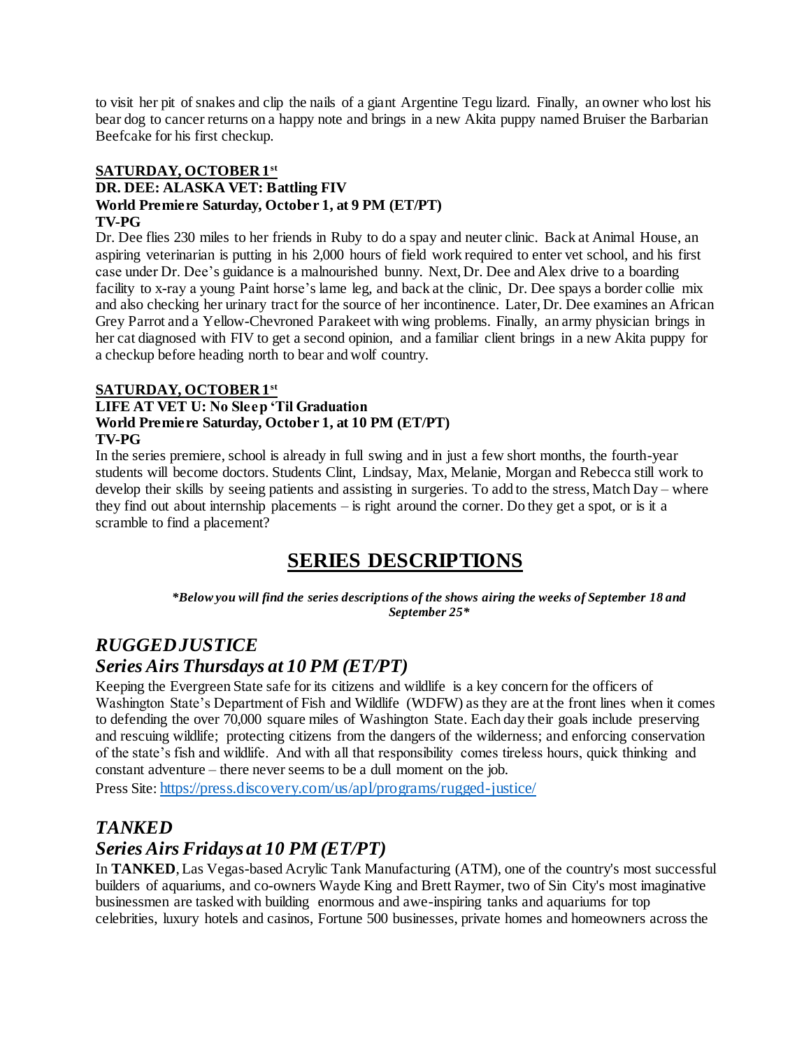to visit her pit of snakes and clip the nails of a giant Argentine Tegu lizard. Finally, an owner who lost his bear dog to cancer returns on a happy note and brings in a new Akita puppy named Bruiser the Barbarian Beefcake for his first checkup.

**SATURDAY, OCTOBER 1st**

**DR. DEE: ALASKA VET: Battling FIV**
**World Premiere Saturday, October 1, at 9 PM (ET/PT)**
**TV-PG**

Dr. Dee flies 230 miles to her friends in Ruby to do a spay and neuter clinic. Back at Animal House, an aspiring veterinarian is putting in his 2,000 hours of field work required to enter vet school, and his first case under Dr. Dee's guidance is a malnourished bunny. Next, Dr. Dee and Alex drive to a boarding facility to x-ray a young Paint horse's lame leg, and back at the clinic, Dr. Dee spays a border collie mix and also checking her urinary tract for the source of her incontinence. Later, Dr. Dee examines an African Grey Parrot and a Yellow-Chevroned Parakeet with wing problems. Finally, an army physician brings in her cat diagnosed with FIV to get a second opinion, and a familiar client brings in a new Akita puppy for a checkup before heading north to bear and wolf country.

**SATURDAY, OCTOBER 1st**

**LIFE AT VET U: No Sleep 'Til Graduation**
**World Premiere Saturday, October 1, at 10 PM (ET/PT)**
**TV-PG**

In the series premiere, school is already in full swing and in just a few short months, the fourth-year students will become doctors. Students Clint, Lindsay, Max, Melanie, Morgan and Rebecca still work to develop their skills by seeing patients and assisting in surgeries. To add to the stress, Match Day – where they find out about internship placements – is right around the corner. Do they get a spot, or is it a scramble to find a placement?

# SERIES DESCRIPTIONS

***Below you will find the series descriptions of the shows airing the weeks of September 18 and September 25***

## *RUGGED JUSTICE*
## *Series Airs Thursdays at 10 PM (ET/PT)*

Keeping the Evergreen State safe for its citizens and wildlife is a key concern for the officers of Washington State's Department of Fish and Wildlife (WDFW) as they are at the front lines when it comes to defending the over 70,000 square miles of Washington State. Each day their goals include preserving and rescuing wildlife; protecting citizens from the dangers of the wilderness; and enforcing conservation of the state's fish and wildlife. And with all that responsibility comes tireless hours, quick thinking and constant adventure – there never seems to be a dull moment on the job.

Press Site: https://press.discovery.com/us/apl/programs/rugged-justice/

## *TANKED*
## *Series Airs Fridays at 10 PM (ET/PT)*

In **TANKED**, Las Vegas-based Acrylic Tank Manufacturing (ATM), one of the country's most successful builders of aquariums, and co-owners Wayde King and Brett Raymer, two of Sin City's most imaginative businessmen are tasked with building enormous and awe-inspiring tanks and aquariums for top celebrities, luxury hotels and casinos, Fortune 500 businesses, private homes and homeowners across the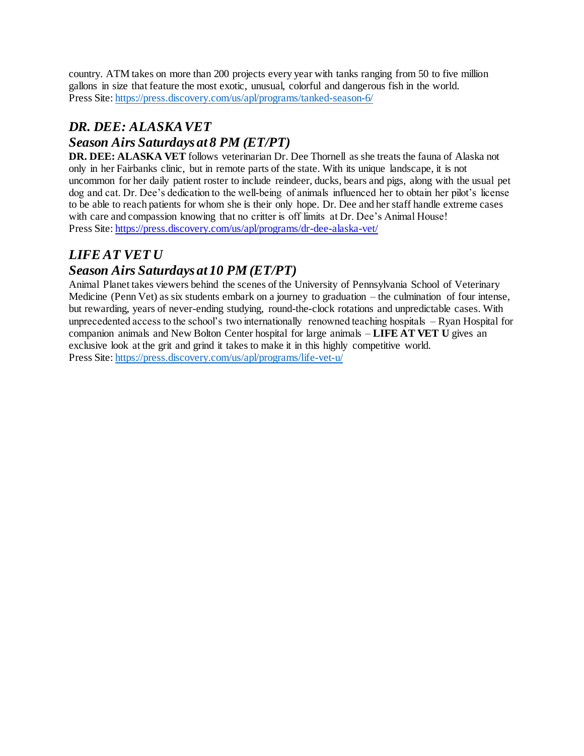country. ATM takes on more than 200 projects every year with tanks ranging from 50 to five million gallons in size that feature the most exotic, unusual, colorful and dangerous fish in the world.
Press Site: https://press.discovery.com/us/apl/programs/tanked-season-6/

## *DR. DEE: ALASKA VET*
## *Season Airs Saturdays at 8 PM (ET/PT)*

**DR. DEE: ALASKA VET** follows veterinarian Dr. Dee Thornell as she treats the fauna of Alaska not only in her Fairbanks clinic, but in remote parts of the state. With its unique landscape, it is not uncommon for her daily patient roster to include reindeer, ducks, bears and pigs, along with the usual pet dog and cat. Dr. Dee's dedication to the well-being of animals influenced her to obtain her pilot's license to be able to reach patients for whom she is their only hope. Dr. Dee and her staff handle extreme cases with care and compassion knowing that no critter is off limits at Dr. Dee's Animal House!
Press Site: https://press.discovery.com/us/apl/programs/dr-dee-alaska-vet/

## *LIFE AT VET U*
## *Season Airs Saturdays at 10 PM (ET/PT)*

Animal Planet takes viewers behind the scenes of the University of Pennsylvania School of Veterinary Medicine (Penn Vet) as six students embark on a journey to graduation – the culmination of four intense, but rewarding, years of never-ending studying, round-the-clock rotations and unpredictable cases. With unprecedented access to the school's two internationally renowned teaching hospitals – Ryan Hospital for companion animals and New Bolton Center hospital for large animals – **LIFE AT VET U** gives an exclusive look at the grit and grind it takes to make it in this highly competitive world.
Press Site: https://press.discovery.com/us/apl/programs/life-vet-u/